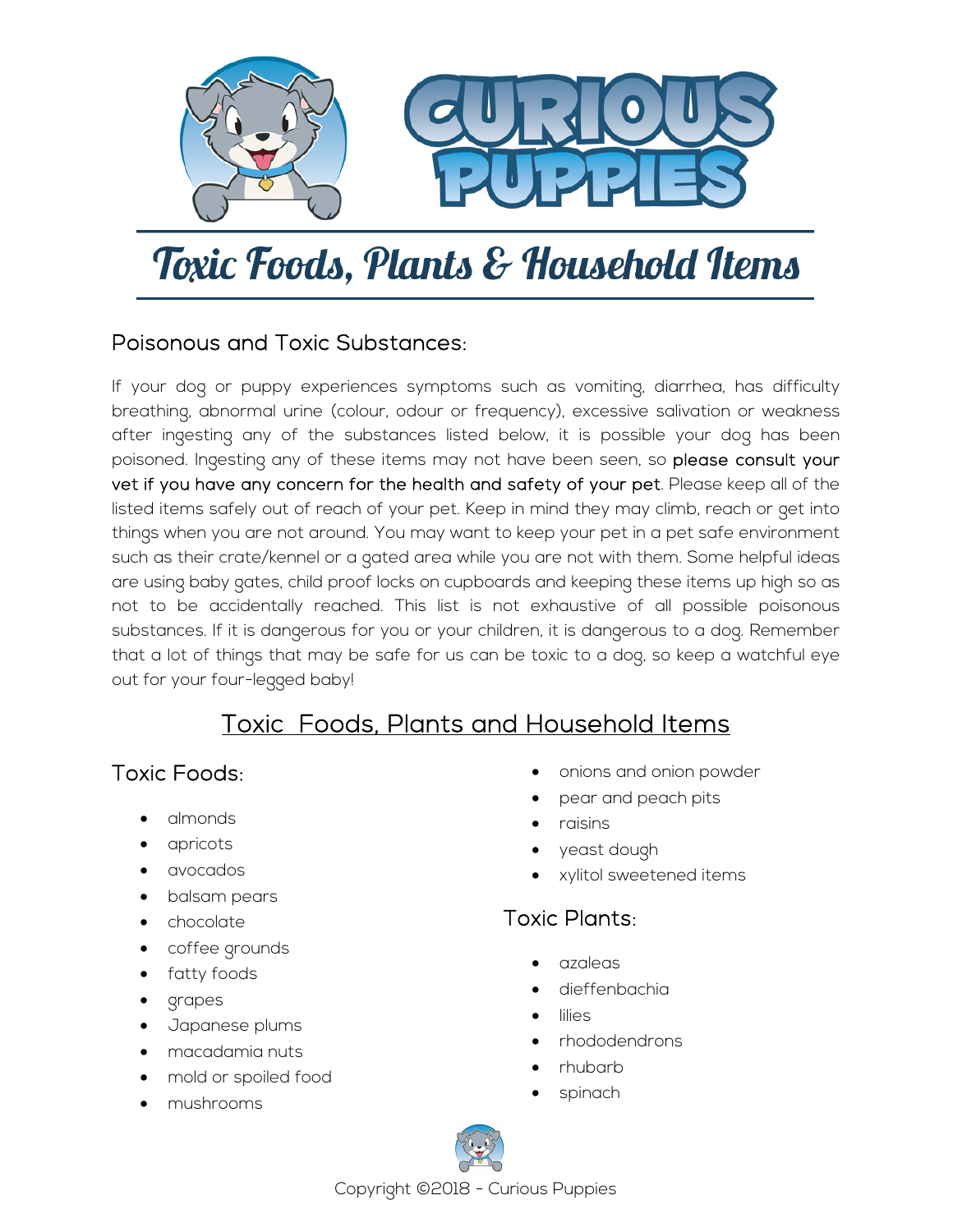# Toxic Foods, Plants & Household Items

## Poisonous and Toxic Substances:

If your dog or puppy experiences symptoms such as vomiting, diarrhea, has difficulty breathing, abnormal urine (colour, odour or frequency), excessive salivation or weakness after ingesting any of the substances listed below, it is possible your dog has been poisoned. Ingesting any of these items may not have been seen, so **please consult your vet if you have any concern for the health and safety of your pet**. Please keep all of the listed items safely out of reach of your pet. Keep in mind they may climb, reach or get into things when you are not around. You may want to keep your pet in a pet safe environment such as their crate/kennel or a gated area while you are not with them. Some helpful ideas are using baby gates, child proof locks on cupboards and keeping these items up high so as not to be accidentally reached. This list is not exhaustive of all possible poisonous substances. If it is dangerous for you or your children, it is dangerous to a dog. Remember that a lot of things that may be safe for us can be toxic to a dog, so keep a watchful eye out for your four-legged baby!

## Toxic Foods, Plants and Household Items

### Toxic Foods:

- almonds
- apricots
- avocados
- balsam pears
- chocolate
- coffee grounds
- fatty foods
- grapes
- Japanese plums
- macadamia nuts
- mold or spoiled food
- mushrooms
- onions and onion powder
- pear and peach pits
- raisins
- yeast dough
- xylitol sweetened items

### Toxic Plants:

- azaleas
- dieffenbachia
- lilies
- rhododendrons
- rhubarb
- spinach

Copyright ©2018 - Curious Puppies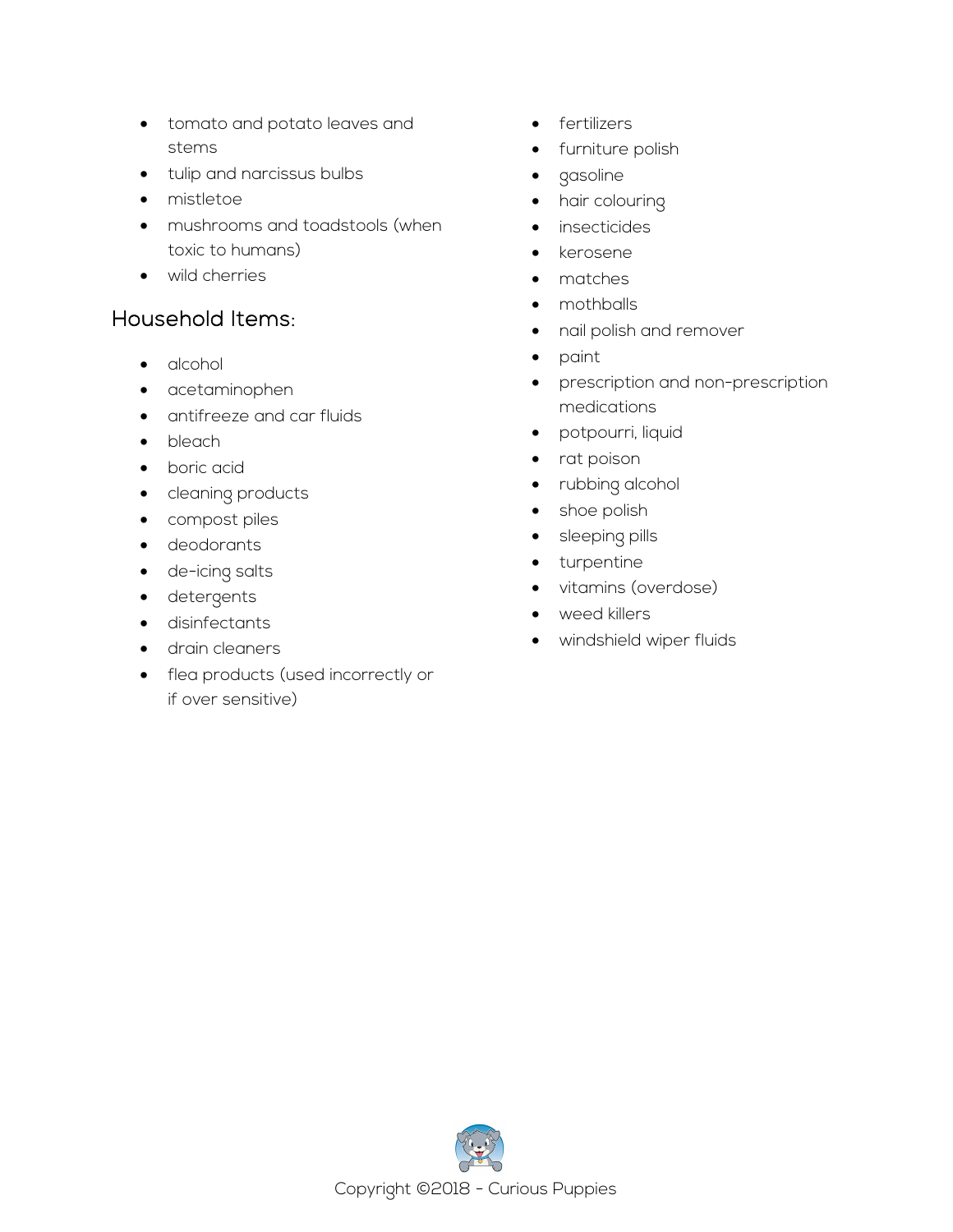- tomato and potato leaves and stems
- tulip and narcissus bulbs
- mistletoe
- mushrooms and toadstools (when toxic to humans)
- wild cherries

## Household Items:

- alcohol
- acetaminophen
- antifreeze and car fluids
- bleach
- boric acid
- cleaning products
- compost piles
- deodorants
- de-icing salts
- detergents
- disinfectants
- drain cleaners
- flea products (used incorrectly or if over sensitive)
- fertilizers
- furniture polish
- gasoline
- hair colouring
- insecticides
- kerosene
- matches
- mothballs
- nail polish and remover
- paint
- prescription and non-prescription medications
- potpourri, liquid
- rat poison
- rubbing alcohol
- shoe polish
- sleeping pills
- turpentine
- vitamins (overdose)
- weed killers
- windshield wiper fluids